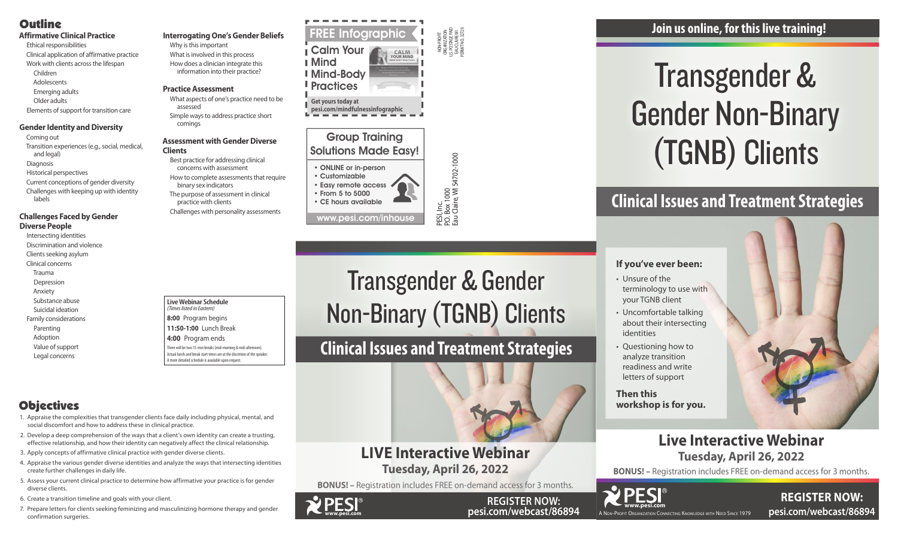# Outline

### Affirmative Clinical Practice

- Ethical responsibilities
- Clinical application of affirmative practice
- Work with clients across the lifespan
  - Children
  - Adolescents
  - Emerging adults
  - Older adults
- Elements of support for transition care

### Gender Identity and Diversity

- Coming out
- Transition experiences (e.g., social, medical, and legal)
- Diagnosis
- Historical perspectives
- Current conceptions of gender diversity
- Challenges with keeping up with identity labels

### Challenges Faced by Gender Diverse People

- Intersecting identities
- Discrimination and violence
- Clients seeking asylum
- Clinical concerns
  - Trauma
  - Depression
  - Anxiety
  - Substance abuse
  - Suicidal ideation
- Family considerations
  - Parenting
  - Adoption
  - Value of support
  - Legal concerns

### Interrogating One's Gender Beliefs

- Why is this important
- What is involved in this process
- How does a clinician integrate this information into their practice?

### Practice Assessment

- What aspects of one's practice need to be assessed
- Simple ways to address practice short comings

### Assessment with Gender Diverse Clients

- Best practice for addressing clinical concerns with assessment
- How to complete assessments that require binary sex indicators
- The purpose of assessment in clinical practice with clients
- Challenges with personality assessments

**Live Webinar Schedule**
*(Times listed in Eastern)*

**8:00** Program begins

**11:50-1:00** Lunch Break

**4:00** Program ends

There will be two 15-min breaks (mid-morning & mid-afternoon). Actual lunch and break start times are at the discretion of the speaker. A more detailed schedule is available upon request.

# Objectives

1. Appraise the complexities that transgender clients face daily including physical, mental, and social discomfort and how to address these in clinical practice.
2. Develop a deep comprehension of the ways that a client's own identity can create a trusting, effective relationship, and how their identity can negatively affect the clinical relationship.
3. Apply concepts of affirmative clinical practice with gender diverse clients.
4. Appraise the various gender diverse identities and analyze the ways that intersecting identities create further challenges in daily life.
5. Assess your current clinical practice to determine how affirmative your practice is for gender diverse clients.
6. Create a transition timeline and goals with your client.
7. Prepare letters for clients seeking feminizing and masculinizing hormone therapy and gender confirmation surgeries.

---

**FREE Infographic**

**Calm Your Mind Mind-Body Practices**

**Get yours today at pesi.com/mindfulnessinfographic**

**Group Training Solutions Made Easy!**

- ONLINE or in-person
- Customizable
- Easy remote access
- From 5 to 5000
- CE hours available

**www.pesi.com/inhouse**

NON-PROFIT ORGANIZATION U.S. POSTAGE PAID EAU CLAIRE WI PERMIT NO. 32729

PESI, Inc.
P.O. Box 1000
Eau Claire, WI 54702-1000

# Transgender & Gender Non-Binary (TGNB) Clients

## Clinical Issues and Treatment Strategies

## LIVE Interactive Webinar

**Tuesday, April 26, 2022**

**BONUS! –** Registration includes FREE on-demand access for 3 months.

PESI® www.pesi.com

**REGISTER NOW: pesi.com/webcast/86894**

---

## Join us online, for this live training!

# Transgender & Gender Non-Binary (TGNB) Clients

## Clinical Issues and Treatment Strategies

**If you've ever been:**

- Unsure of the terminology to use with your TGNB client
- Uncomfortable talking about their intersecting identities
- Questioning how to analyze transition readiness and write letters of support

**Then this workshop is for you.**

## Live Interactive Webinar

**Tuesday, April 26, 2022**

**BONUS! –** Registration includes FREE on-demand access for 3 months.

PESI® www.pesi.com

A Non-Profit Organization Connecting Knowledge with Need Since 1979

**REGISTER NOW: pesi.com/webcast/86894**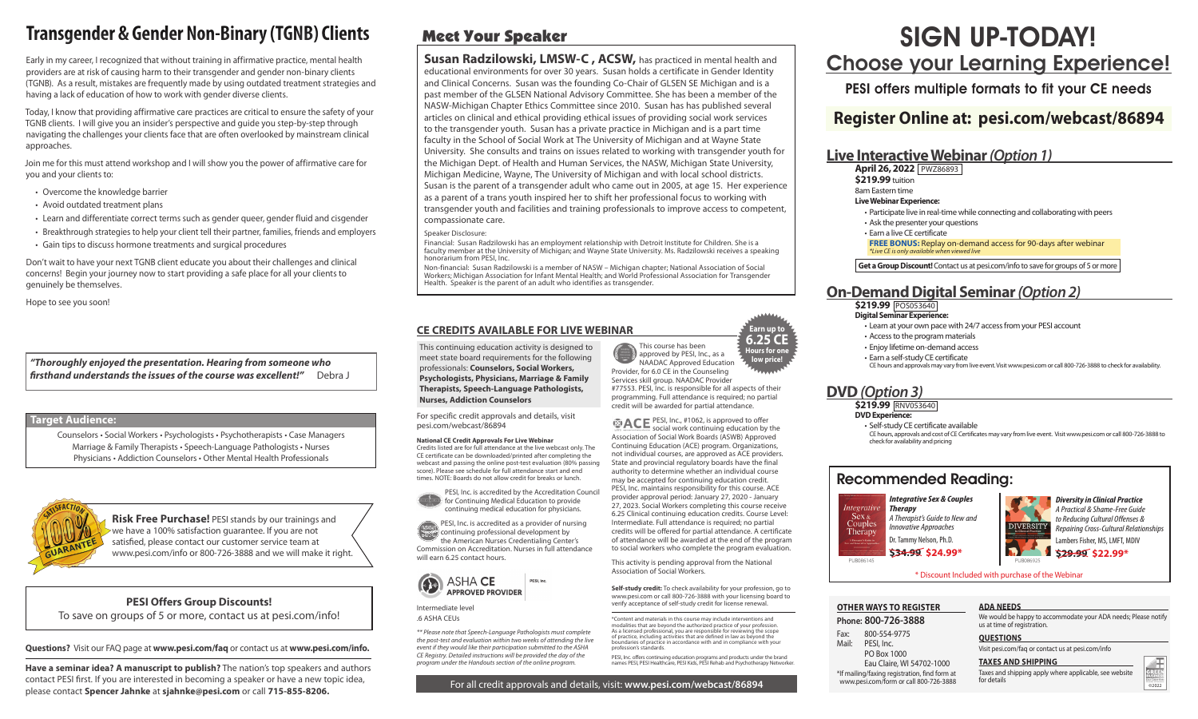# Transgender & Gender Non-Binary (TGNB) Clients

Early in my career, I recognized that without training in affirmative practice, mental health providers are at risk of causing harm to their transgender and gender non-binary clients (TGNB). As a result, mistakes are frequently made by using outdated treatment strategies and having a lack of education of how to work with gender diverse clients.

Today, I know that providing affirmative care practices are critical to ensure the safety of your TGNB clients. I will give you an insider's perspective and guide you step-by-step through navigating the challenges your clients face that are often overlooked by mainstream clinical approaches.

Join me for this must attend workshop and I will show you the power of affirmative care for you and your clients to:

- Overcome the knowledge barrier
- Avoid outdated treatment plans
- Learn and differentiate correct terms such as gender queer, gender fluid and cisgender
- Breakthrough strategies to help your client tell their partner, families, friends and employers
- Gain tips to discuss hormone treatments and surgical procedures

Don't wait to have your next TGNB client educate you about their challenges and clinical concerns! Begin your journey now to start providing a safe place for all your clients to genuinely be themselves.

Hope to see you soon!

*"Thoroughly enjoyed the presentation. Hearing from someone who firsthand understands the issues of the course was excellent!"* Debra J

### Target Audience:

Counselors • Social Workers • Psychologists • Psychotherapists • Case Managers Marriage & Family Therapists • Speech-Language Pathologists • Nurses Physicians • Addiction Counselors • Other Mental Health Professionals

**Risk Free Purchase!** PESI stands by our trainings and we have a 100% satisfaction guarantee. If you are not satisfied, please contact our customer service team at www.pesi.com/info or 800-726-3888 and we will make it right.

**PESI Offers Group Discounts!**
To save on groups of 5 or more, contact us at pesi.com/info!

**Questions?** Visit our FAQ page at **www.pesi.com/faq** or contact us at **www.pesi.com/info.**

**Have a seminar idea? A manuscript to publish?** The nation's top speakers and authors contact PESI first. If you are interested in becoming a speaker or have a new topic idea, please contact **Spencer Jahnke** at **sjahnke@pesi.com** or call **715-855-8206.**

## Meet Your Speaker

**Susan Radzilowski, LMSW-C , ACSW,** has practiced in mental health and educational environments for over 30 years. Susan holds a certificate in Gender Identity and Clinical Concerns. Susan was the founding Co-Chair of GLSEN SE Michigan and is a past member of the GLSEN National Advisory Committee. She has been a member of the NASW-Michigan Chapter Ethics Committee since 2010. Susan has has published several articles on clinical and ethical providing ethical issues of providing social work services to the transgender youth. Susan has a private practice in Michigan and is a part time faculty in the School of Social Work at The University of Michigan and at Wayne State University. She consults and trains on issues related to working with transgender youth for the Michigan Dept. of Health and Human Services, the NASW, Michigan State University, Michigan Medicine, Wayne, The University of Michigan and with local school districts. Susan is the parent of a transgender adult who came out in 2005, at age 15. Her experience as a parent of a trans youth inspired her to shift her professional focus to working with transgender youth and facilities and training professionals to improve access to competent, compassionate care.

Speaker Disclosure:

Financial: Susan Radzilowski has an employment relationship with Detroit Institute for Children. She is a faculty member at the University of Michigan; and Wayne State University. Ms. Radzilowski receives a speaking honorarium from PESI, Inc.

Non-financial: Susan Radzilowski is a member of NASW – Michigan chapter; National Association of Social Workers; Michigan Association for Infant Mental Health; and World Professional Association for Transgender Health. Speaker is the parent of an adult who identifies as transgender.

### CE CREDITS AVAILABLE FOR LIVE WEBINAR

Earn up to 6.25 CE Hours for one low price!

This continuing education activity is designed to meet state board requirements for the following professionals: **Counselors, Social Workers, Psychologists, Physicians, Marriage & Family Therapists, Speech-Language Pathologists, Nurses, Addiction Counselors**

For specific credit approvals and details, visit pesi.com/webcast/86894

**National CE Credit Approvals For Live Webinar**
Credits listed are for full attendance at the live webcast only. The CE certificate can be downloaded/printed after completing the webcast and passing the online post-test evaluation (80% passing score). Please see schedule for full attendance start and end times. NOTE: Boards do not allow credit for breaks or lunch.

PESI, Inc. is accredited by the Accreditation Council for Continuing Medical Education to provide continuing medical education for physicians.

PESI, Inc. is accredited as a provider of nursing continuing professional development by the American Nurses Credentialing Center's Commission on Accreditation. Nurses in full attendance will earn 6.25 contact hours.

ASHA CE APPROVED PROVIDER

Intermediate level
.6 ASHA CEUs

*\*\* Please note that Speech-Language Pathologists must complete the post-test and evaluation within two weeks of attending the live event if they would like their participation submitted to the ASHA CE Registry. Detailed instructions will be provided the day of the program under the Handouts section of the online program.*

This course has been approved by PESI, Inc., as a NAADAC Approved Education Provider, for 6.0 CE in the Counseling Services skill group. NAADAC Provider #77553. PESI, Inc. is responsible for all aspects of their programming. Full attendance is required; no partial credit will be awarded for partial attendance.

PESI, Inc., #1062, is approved to offer social work continuing education by the Association of Social Work Boards (ASWB) Approved Continuing Education (ACE) program. Organizations, not individual courses, are approved as ACE providers. State and provincial regulatory boards have the final authority to determine whether an individual course may be accepted for continuing education credit. PESI, Inc. maintains responsibility for this course. ACE provider approval period: January 27, 2020 - January 27, 2023. Social Workers completing this course receive 6.25 Clinical continuing education credits. Course Level: Intermediate. Full attendance is required; no partial credits will be offered for partial attendance. A certificate of attendance will be awarded at the end of the program to social workers who complete the program evaluation.

This activity is pending approval from the National Association of Social Workers.

**Self-study credit:** To check availability for your profession, go to www.pesi.com or call 800-726-3888 with your licensing board to verify acceptance of self-study credit for license renewal.

\*Content and materials in this course may include interventions and modalities that are beyond the authorized practice of your profession. As a licensed professional, you are responsible for reviewing the scope of practice, including activities that are defined in law as beyond the boundaries of practice in accordance with and in compliance with your profession's standards.

PESI, Inc. offers continuing education programs and products under the brand names PESI, PESI Healthcare, PESI Kids, PESI Rehab and Psychotherapy Networker.

For all credit approvals and details, visit: **www.pesi.com/webcast/86894**

# SIGN UP-TODAY!

## Choose your Learning Experience!

**PESI offers multiple formats to fit your CE needs**

## Register Online at: pesi.com/webcast/86894

### Live Interactive Webinar *(Option 1)*

**April 26, 2022** PWZ86893
**$219.99** tuition
8am Eastern time

**Live Webinar Experience:**

- Participate live in real-time while connecting and collaborating with peers
- Ask the presenter your questions
- Earn a live CE certificate

**FREE BONUS:** Replay on-demand access for 90-days after webinar
*\*Live CE is only available when viewed live*

**Get a Group Discount!** Contact us at pesi.com/info to save for groups of 5 or more

### On-Demand Digital Seminar *(Option 2)*

**$219.99** POS053640

**Digital Seminar Experience:**

- Learn at your own pace with 24/7 access from your PESI account
- Access to the program materials
- Enjoy lifetime on-demand access
- Earn a self-study CE certificate
  CE hours and approvals may vary from live event. Visit www.pesi.com or call 800-726-3888 to check for availability.

### DVD *(Option 3)*

**$219.99** RNV053640

**DVD Experience:**

- Self-study CE certificate available
  CE hours, approvals and cost of CE Certificates may vary from live event. Visit www.pesi.com or call 800-726-3888 to check for availability and pricing

## Recommended Reading:

***Integrative Sex & Couples Therapy***
*A Therapist's Guide to New and Innovative Approaches*
Dr. Tammy Nelson, Ph.D.
~~$34.99~~ **$24.99\***
PUB086145

***Diversity in Clinical Practice***
*A Practical & Shame-Free Guide to Reducing Cultural Offenses & Repairing Cross-Cultural Relationships*
Lambers Fisher, MS, LMFT, MDIV
~~$29.99~~ **$22.99\***
PUB086925

\* Discount Included with purchase of the Webinar

### OTHER WAYS TO REGISTER

**Phone: 800-726-3888**
Fax: 800-554-9775
Mail: PESI, Inc.
PO Box 1000
Eau Claire, WI 54702-1000

\*If mailing/faxing registration, find form at www.pesi.com/form or call 800-726-3888

### ADA NEEDS

We would be happy to accommodate your ADA needs; Please notify us at time of registration.

### QUESTIONS

Visit pesi.com/faq or contact us at pesi.com/info

### TAXES AND SHIPPING

Taxes and shipping apply where applicable, see website for details

©2022